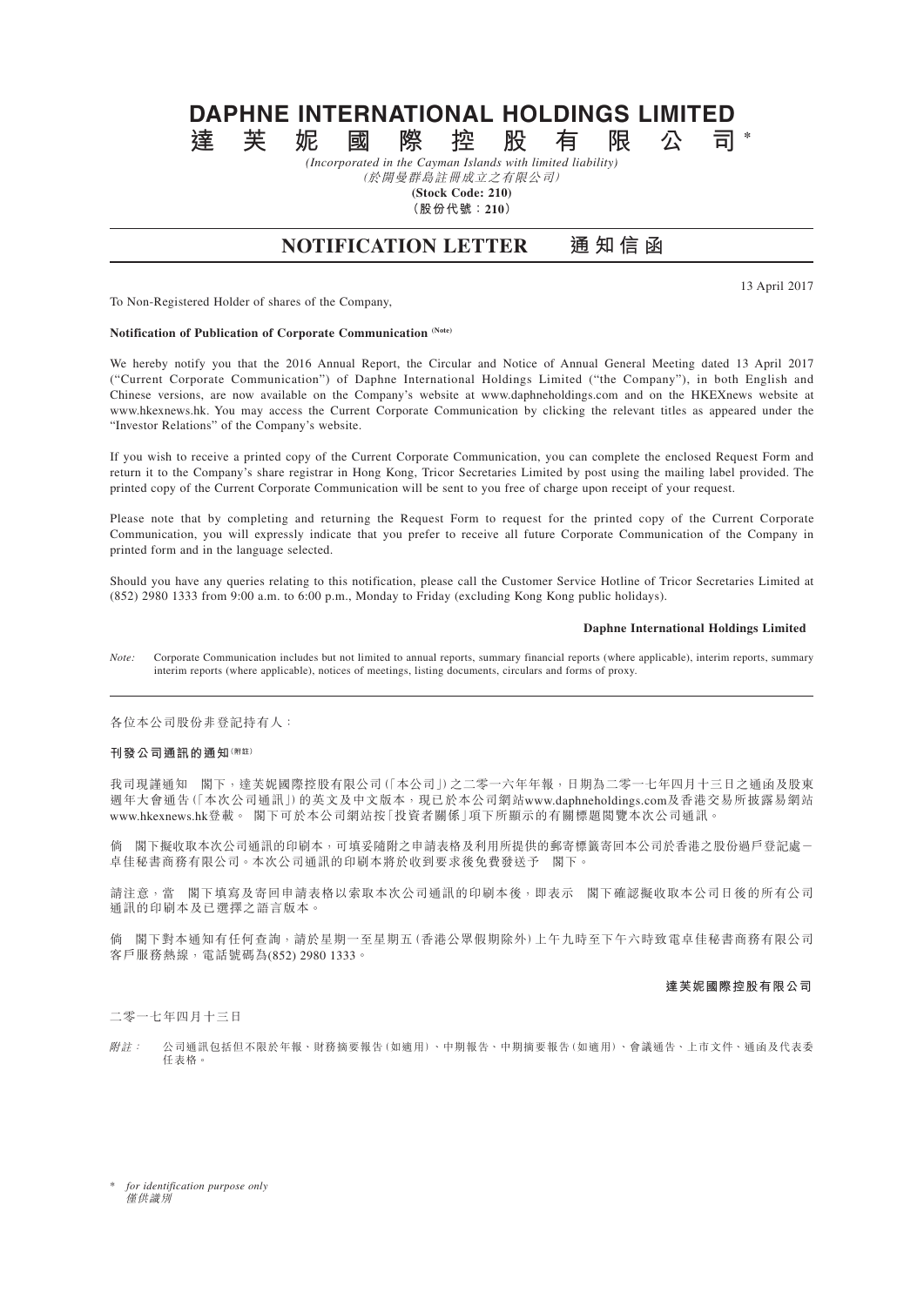# DAPHNE INTERNATIONAL HOLDINGS LIMITED

# 達芙妮國際控股有限公司*

*(Incorporated in the Cayman Islands with limited liability)*

*(於開曼群島註冊成立之有限公司)*

**(Stock Code: 210)**

**(股份代號：210)**

## NOTIFICATION LETTER　通知信函

13 April 2017

To Non-Registered Holder of shares of the Company,

**Notification of Publication of Corporate Communication (Note)**

We hereby notify you that the 2016 Annual Report, the Circular and Notice of Annual General Meeting dated 13 April 2017 ("Current Corporate Communication") of Daphne International Holdings Limited ("the Company"), in both English and Chinese versions, are now available on the Company's website at www.daphneholdings.com and on the HKEXnews website at www.hkexnews.hk. You may access the Current Corporate Communication by clicking the relevant titles as appeared under the "Investor Relations" of the Company's website.

If you wish to receive a printed copy of the Current Corporate Communication, you can complete the enclosed Request Form and return it to the Company's share registrar in Hong Kong, Tricor Secretaries Limited by post using the mailing label provided. The printed copy of the Current Corporate Communication will be sent to you free of charge upon receipt of your request.

Please note that by completing and returning the Request Form to request for the printed copy of the Current Corporate Communication, you will expressly indicate that you prefer to receive all future Corporate Communication of the Company in printed form and in the language selected.

Should you have any queries relating to this notification, please call the Customer Service Hotline of Tricor Secretaries Limited at (852) 2980 1333 from 9:00 a.m. to 6:00 p.m., Monday to Friday (excluding Kong Kong public holidays).

**Daphne International Holdings Limited**

*Note:* Corporate Communication includes but not limited to annual reports, summary financial reports (where applicable), interim reports, summary interim reports (where applicable), notices of meetings, listing documents, circulars and forms of proxy.

---

各位本公司股份非登記持有人：

**刊發公司通訊的通知(附註)**

我司現謹通知　閣下，達芙妮國際控股有限公司(「本公司」)之二零一六年年報，日期為二零一七年四月十三日之通函及股東週年大會通告(「本次公司通訊」)的英文及中文版本，現已於本公司網站www.daphneholdings.com及香港交易所披露易網站www.hkexnews.hk登載。　閣下可於本公司網站按「投資者關係」項下所顯示的有關標題閱覽本次公司通訊。

倘　閣下擬收取本次公司通訊的印刷本，可填妥隨附之申請表格及利用所提供的郵寄標籤寄回本公司於香港之股份過戶登記處－卓佳秘書商務有限公司。本次公司通訊的印刷本將於收到要求後免費發送予　閣下。

請注意，當　閣下填寫及寄回申請表格以索取本次公司通訊的印刷本後，即表示　閣下確認擬收取本公司日後的所有公司通訊的印刷本及已選擇之語言版本。

倘　閣下對本通知有任何查詢，請於星期一至星期五(香港公眾假期除外)上午九時至下午六時致電卓佳秘書商務有限公司客戶服務熱線，電話號碼為(852) 2980 1333。

**達芙妮國際控股有限公司**

二零一七年四月十三日

*附註：* 公司通訊包括但不限於年報、財務摘要報告(如適用)、中期報告、中期摘要報告(如適用)、會議通告、上市文件、通函及代表委任表格。

\* *for identification purpose only*

*僅供識別*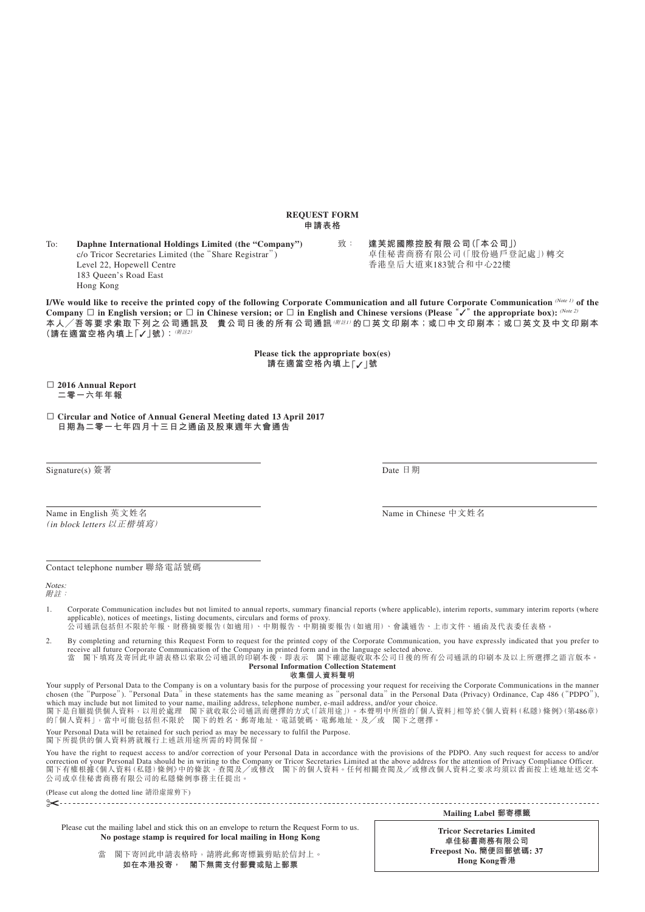**REQUEST FORM**
**申請表格**

To: **Daphne International Holdings Limited (the "Company")**
c/o Tricor Secretaries Limited (the "Share Registrar")
Level 22, Hopewell Centre
183 Queen's Road East
Hong Kong

致： **達芙妮國際控股有限公司(「本公司」)**
卓佳秘書商務有限公司(「股份過戶登記處」)轉交
香港皇后大道東183號合和中心22樓

**I/We would like to receive the printed copy of the following Corporate Communication and all future Corporate Communication** *(Note 1)* **of the Company □ in English version; or □ in Chinese version; or □ in English and Chinese versions (Please "✓" the appropriate box):** *(Note 2)*
**本人／吾等要求索取下列之公司通訊及 貴公司日後的所有公司通訊** *(附註1)* **的□英文印刷本；或□中文印刷本；或□英文及中文印刷本(請在適當空格內填上「✓」號)：** *(附註2)*

**Please tick the appropriate box(es)**
**請在適當空格內填上「✓」號**

□ **2016 Annual Report**
**二零一六年年報**

□ **Circular and Notice of Annual General Meeting dated 13 April 2017**
**日期為二零一七年四月十三日之通函及股東週年大會通告**

Signature(s) 簽署 ____________________ Date 日期 ____________________

Name in English 英文姓名 ____________________ Name in Chinese 中文姓名 ____________________
*(in block letters 以正楷填寫)*

Contact telephone number 聯絡電話號碼 ____________________

*Notes:*
*附註：*

1. Corporate Communication includes but not limited to annual reports, summary financial reports (where applicable), interim reports, summary interim reports (where applicable), notices of meetings, listing documents, circulars and forms of proxy.
公司通訊包括但不限於年報、財務摘要報告(如適用)、中期報告、中期摘要報告(如適用)、會議通告、上市文件、通函及代表委任表格。

2. By completing and returning this Request Form to request for the printed copy of the Corporate Communication, you have expressly indicated that you prefer to receive all future Corporate Communication of the Company in printed form and in the language selected above.
當 閣下填寫及寄回此申請表格以索取公司通訊的印刷本後，即表示 閣下確認擬收取本公司日後的所有公司通訊的印刷本及以上所選擇之語言版本。

**Personal Information Collection Statement**
**收集個人資料聲明**

Your supply of Personal Data to the Company is on a voluntary basis for the purpose of processing your request for receiving the Corporate Communications in the manner chosen (the "Purpose"). "Personal Data" in these statements has the same meaning as "personal data" in the Personal Data (Privacy) Ordinance, Cap 486 ("PDPO"), which may include but not limited to your name, mailing address, telephone number, e-mail address, and/or your choice.
閣下是自願提供個人資料，以用於處理 閣下就收取公司通訊而選擇的方式(「該用途」)。本聲明中所指的「個人資料」相等於《個人資料(私隱)條例》(第486章)的「個人資料」，當中可能包括但不限於 閣下的姓名、郵寄地址、電話號碼、電郵地址、及／或 閣下之選擇。

Your Personal Data will be retained for such period as may be necessary to fulfil the Purpose.
閣下所提供的個人資料將就履行上述該用途所需的時間保留。

You have the right to request access to and/or correction of your Personal Data in accordance with the provisions of the PDPO. Any such request for access to and/or correction of your Personal Data should be in writing to the Company or Tricor Secretaries Limited at the above address for the attention of Privacy Compliance Officer.
閣下有權根據《個人資料(私隱)條例》中的條款，查閱及／或修改 閣下的個人資料。任何相關查閱及／或修改個人資料之要求均須以書面按上述地址送交本公司或卓佳秘書商務有限公司的私隱條例事務主任提出。

(Please cut along the dotted line 請沿虛線剪下)

✂-----------------------------------------------------------------------------------------------------------

**Mailing Label 郵寄標籤**

Please cut the mailing label and stick this on an envelope to return the Request Form to us.
**No postage stamp is required for local mailing in Hong Kong**

當 閣下寄回此申請表格時，請將此郵寄標籤剪貼於信封上。
**如在本港投寄， 閣下無需支付郵費或貼上郵票**

**Tricor Secretaries Limited**
**卓佳秘書商務有限公司**
**Freepost No. 簡便回郵號碼: 37**
**Hong Kong香港**